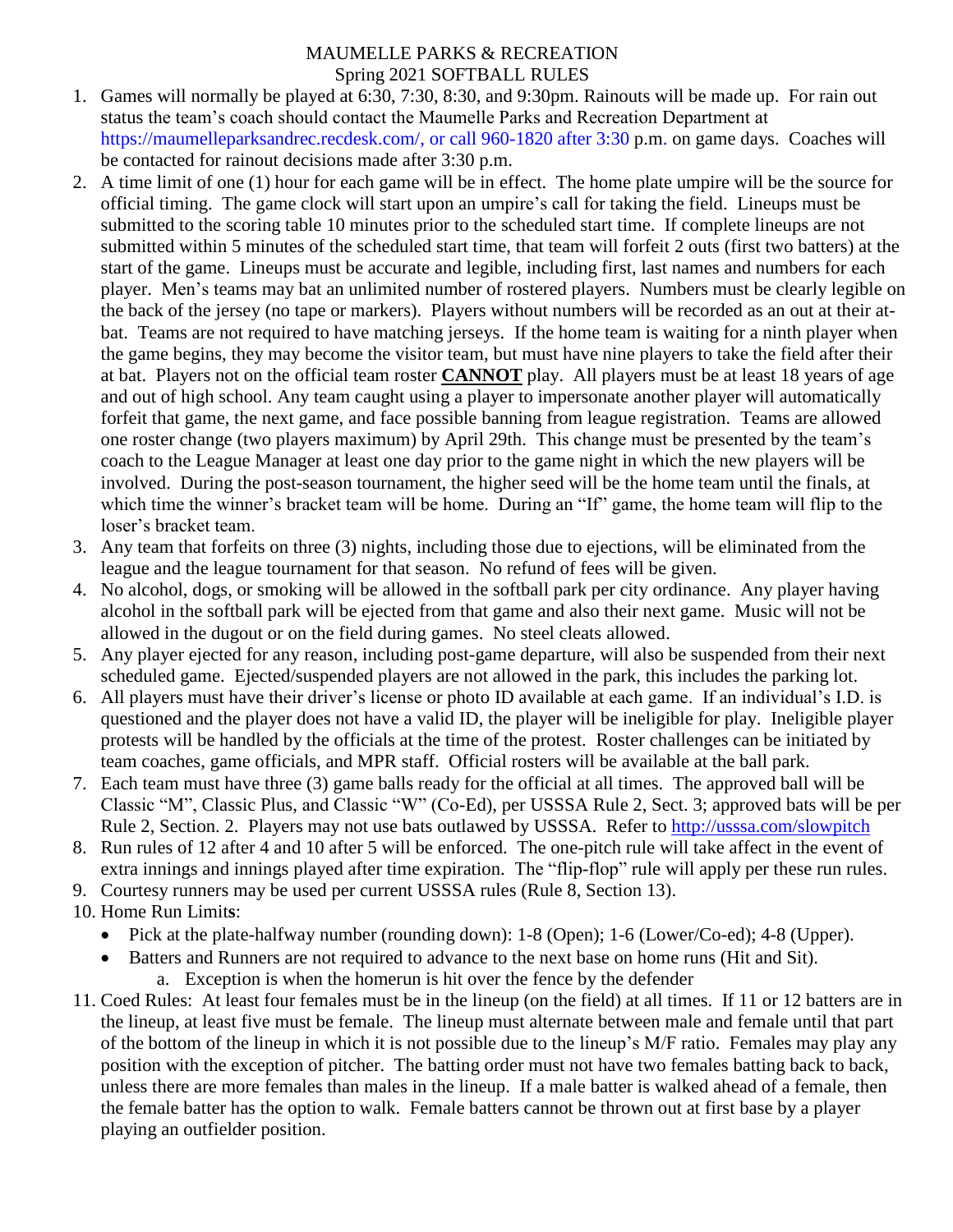# MAUMELLE PARKS & RECREATION
## Spring 2021 SOFTBALL RULES

1. Games will normally be played at 6:30, 7:30, 8:30, and 9:30pm. Rainouts will be made up. For rain out status the team's coach should contact the Maumelle Parks and Recreation Department at https://maumelleparksandrec.recdesk.com/, or call 960-1820 after 3:30 p.m. on game days. Coaches will be contacted for rainout decisions made after 3:30 p.m.
2. A time limit of one (1) hour for each game will be in effect. The home plate umpire will be the source for official timing. The game clock will start upon an umpire's call for taking the field. Lineups must be submitted to the scoring table 10 minutes prior to the scheduled start time. If complete lineups are not submitted within 5 minutes of the scheduled start time, that team will forfeit 2 outs (first two batters) at the start of the game. Lineups must be accurate and legible, including first, last names and numbers for each player. Men's teams may bat an unlimited number of rostered players. Numbers must be clearly legible on the back of the jersey (no tape or markers). Players without numbers will be recorded as an out at their at-bat. Teams are not required to have matching jerseys. If the home team is waiting for a ninth player when the game begins, they may become the visitor team, but must have nine players to take the field after their at bat. Players not on the official team roster **<u>CANNOT</u>** play. All players must be at least 18 years of age and out of high school. Any team caught using a player to impersonate another player will automatically forfeit that game, the next game, and face possible banning from league registration. Teams are allowed one roster change (two players maximum) by April 29th. This change must be presented by the team's coach to the League Manager at least one day prior to the game night in which the new players will be involved. During the post-season tournament, the higher seed will be the home team until the finals, at which time the winner's bracket team will be home. During an "If" game, the home team will flip to the loser's bracket team.
3. Any team that forfeits on three (3) nights, including those due to ejections, will be eliminated from the league and the league tournament for that season. No refund of fees will be given.
4. No alcohol, dogs, or smoking will be allowed in the softball park per city ordinance. Any player having alcohol in the softball park will be ejected from that game and also their next game. Music will not be allowed in the dugout or on the field during games. No steel cleats allowed.
5. Any player ejected for any reason, including post-game departure, will also be suspended from their next scheduled game. Ejected/suspended players are not allowed in the park, this includes the parking lot.
6. All players must have their driver's license or photo ID available at each game. If an individual's I.D. is questioned and the player does not have a valid ID, the player will be ineligible for play. Ineligible player protests will be handled by the officials at the time of the protest. Roster challenges can be initiated by team coaches, game officials, and MPR staff. Official rosters will be available at the ball park.
7. Each team must have three (3) game balls ready for the official at all times. The approved ball will be Classic "M", Classic Plus, and Classic "W" (Co-Ed), per USSSA Rule 2, Sect. 3; approved bats will be per Rule 2, Section. 2. Players may not use bats outlawed by USSSA. Refer to http://usssa.com/slowpitch
8. Run rules of 12 after 4 and 10 after 5 will be enforced. The one-pitch rule will take affect in the event of extra innings and innings played after time expiration. The "flip-flop" rule will apply per these run rules.
9. Courtesy runners may be used per current USSSA rules (Rule 8, Section 13).
10. Home Run Limits:
    - Pick at the plate-halfway number (rounding down): 1-8 (Open); 1-6 (Lower/Co-ed); 4-8 (Upper).
    - Batters and Runners are not required to advance to the next base on home runs (Hit and Sit).
        a. Exception is when the homerun is hit over the fence by the defender
11. Coed Rules: At least four females must be in the lineup (on the field) at all times. If 11 or 12 batters are in the lineup, at least five must be female. The lineup must alternate between male and female until that part of the bottom of the lineup in which it is not possible due to the lineup's M/F ratio. Females may play any position with the exception of pitcher. The batting order must not have two females batting back to back, unless there are more females than males in the lineup. If a male batter is walked ahead of a female, then the female batter has the option to walk. Female batters cannot be thrown out at first base by a player playing an outfielder position.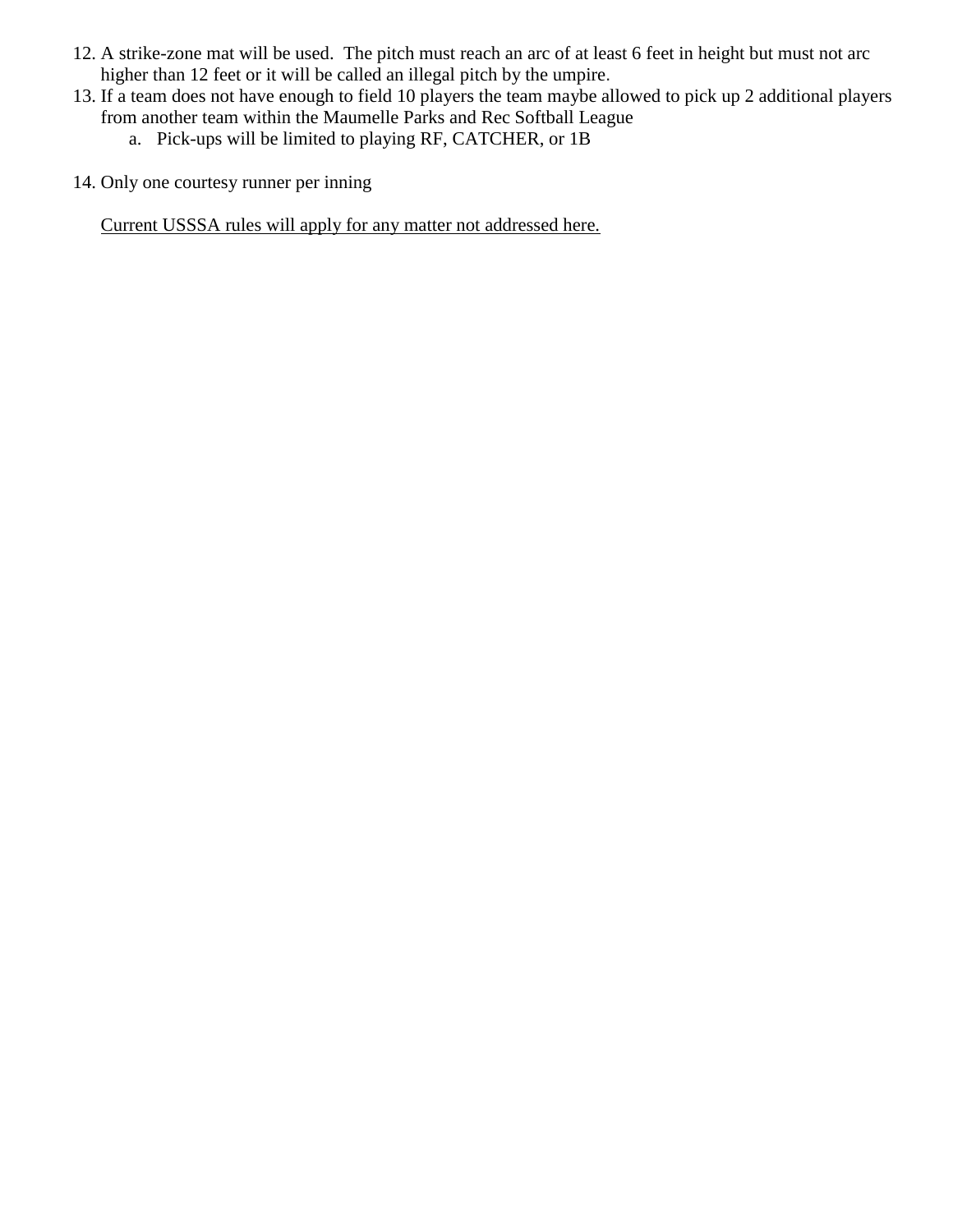12. A strike-zone mat will be used. The pitch must reach an arc of at least 6 feet in height but must not arc higher than 12 feet or it will be called an illegal pitch by the umpire.
13. If a team does not have enough to field 10 players the team maybe allowed to pick up 2 additional players from another team within the Maumelle Parks and Rec Softball League
    a. Pick-ups will be limited to playing RF, CATCHER, or 1B

14. Only one courtesy runner per inning

<u>Current USSSA rules will apply for any matter not addressed here.</u>